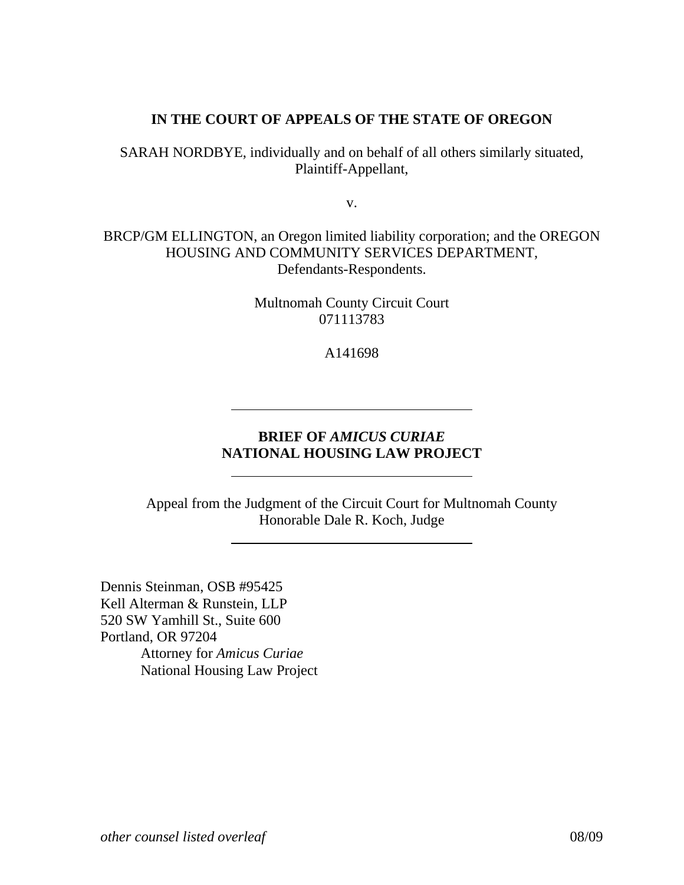**IN THE COURT OF APPEALS OF THE STATE OF OREGON**

SARAH NORDBYE, individually and on behalf of all others similarly situated,
Plaintiff-Appellant,

v.

BRCP/GM ELLINGTON, an Oregon limited liability corporation; and the OREGON HOUSING AND COMMUNITY SERVICES DEPARTMENT,
Defendants-Respondents.

Multnomah County Circuit Court
071113783

A141698

---

**BRIEF OF *AMICUS CURIAE***
**NATIONAL HOUSING LAW PROJECT**

---

Appeal from the Judgment of the Circuit Court for Multnomah County
Honorable Dale R. Koch, Judge

---

Dennis Steinman, OSB #95425
Kell Alterman & Runstein, LLP
520 SW Yamhill St., Suite 600
Portland, OR 97204
Attorney for *Amicus Curiae*
National Housing Law Project

*other counsel listed overleaf* 08/09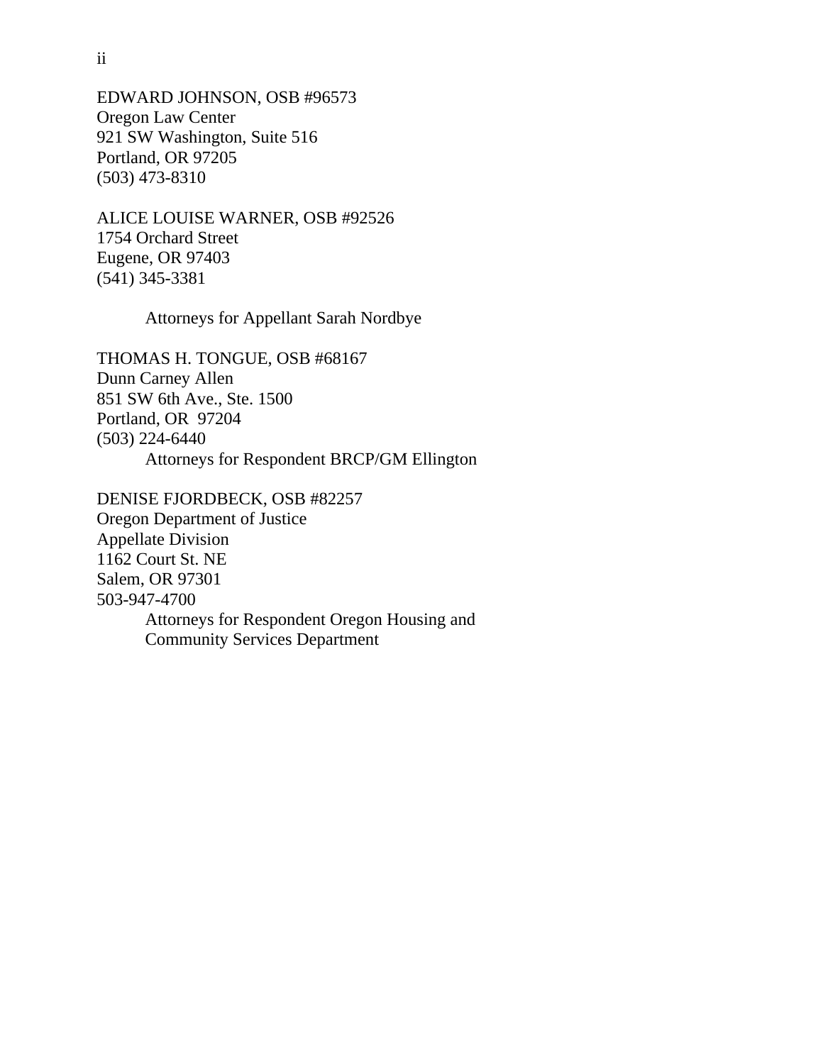EDWARD JOHNSON, OSB #96573
Oregon Law Center
921 SW Washington, Suite 516
Portland, OR 97205
(503) 473-8310

ALICE LOUISE WARNER, OSB #92526
1754 Orchard Street
Eugene, OR 97403
(541) 345-3381

Attorneys for Appellant Sarah Nordbye

THOMAS H. TONGUE, OSB #68167
Dunn Carney Allen
851 SW 6th Ave., Ste. 1500
Portland, OR 97204
(503) 224-6440

Attorneys for Respondent BRCP/GM Ellington

DENISE FJORDBECK, OSB #82257
Oregon Department of Justice
Appellate Division
1162 Court St. NE
Salem, OR 97301
503-947-4700

Attorneys for Respondent Oregon Housing and Community Services Department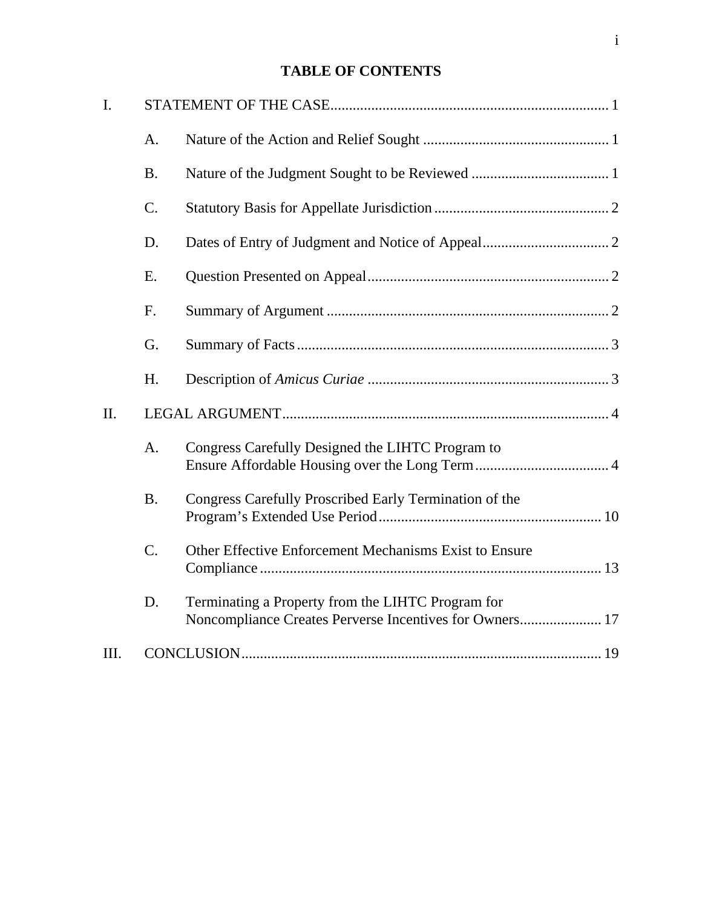# TABLE OF CONTENTS

I. STATEMENT OF THE CASE ........................................ 1

- A. Nature of the Action and Relief Sought ........................................ 1
- B. Nature of the Judgment Sought to be Reviewed ........................................ 1
- C. Statutory Basis for Appellate Jurisdiction ........................................ 2
- D. Dates of Entry of Judgment and Notice of Appeal ........................................ 2
- E. Question Presented on Appeal ........................................ 2
- F. Summary of Argument ........................................ 2
- G. Summary of Facts ........................................ 3
- H. Description of *Amicus Curiae* ........................................ 3

II. LEGAL ARGUMENT ........................................ 4

- A. Congress Carefully Designed the LIHTC Program to Ensure Affordable Housing over the Long Term ........................................ 4
- B. Congress Carefully Proscribed Early Termination of the Program's Extended Use Period ........................................ 10
- C. Other Effective Enforcement Mechanisms Exist to Ensure Compliance ........................................ 13
- D. Terminating a Property from the LIHTC Program for Noncompliance Creates Perverse Incentives for Owners ........................................ 17

III. CONCLUSION ........................................ 19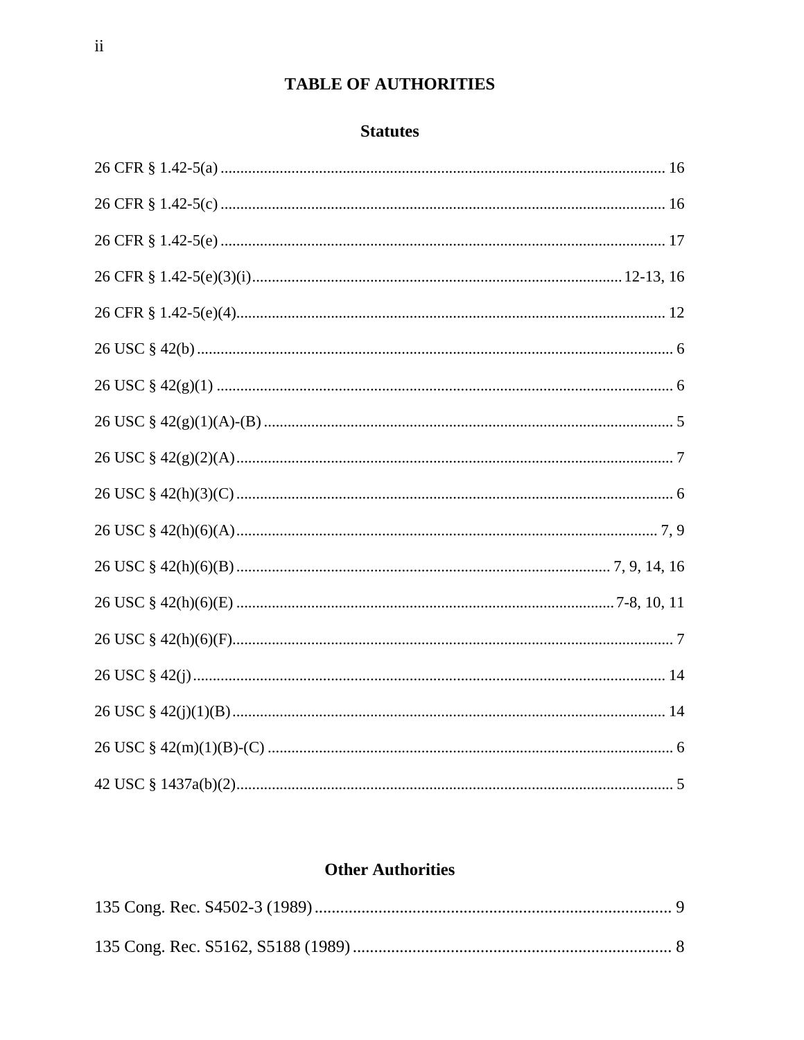# TABLE OF AUTHORITIES

## Statutes

26 CFR § 1.42-5(a) .................................................................................................... 16

26 CFR § 1.42-5(c) .................................................................................................... 16

26 CFR § 1.42-5(e) .................................................................................................... 17

26 CFR § 1.42-5(e)(3)(i)........................................................................................ 12-13, 16

26 CFR § 1.42-5(e)(4).................................................................................................. 12

26 USC § 42(b) ............................................................................................................ 6

26 USC § 42(g)(1) ........................................................................................................ 6

26 USC § 42(g)(1)(A)-(B) ............................................................................................ 5

26 USC § 42(g)(2)(A)................................................................................................... 7

26 USC § 42(h)(3)(C) .................................................................................................. 6

26 USC § 42(h)(6)(A)............................................................................................... 7, 9

26 USC § 42(h)(6)(B) ................................................................................... 7, 9, 14, 16

26 USC § 42(h)(6)(E) ................................................................................... 7-8, 10, 11

26 USC § 42(h)(6)(F).................................................................................................... 7

26 USC § 42(j) ............................................................................................................ 14

26 USC § 42(j)(1)(B) .................................................................................................. 14

26 USC § 42(m)(1)(B)-(C) .......................................................................................... 6

42 USC § 1437a(b)(2).................................................................................................. 5

## Other Authorities

135 Cong. Rec. S4502-3 (1989) ..................................................................................... 9

135 Cong. Rec. S5162, S5188 (1989) ........................................................................... 8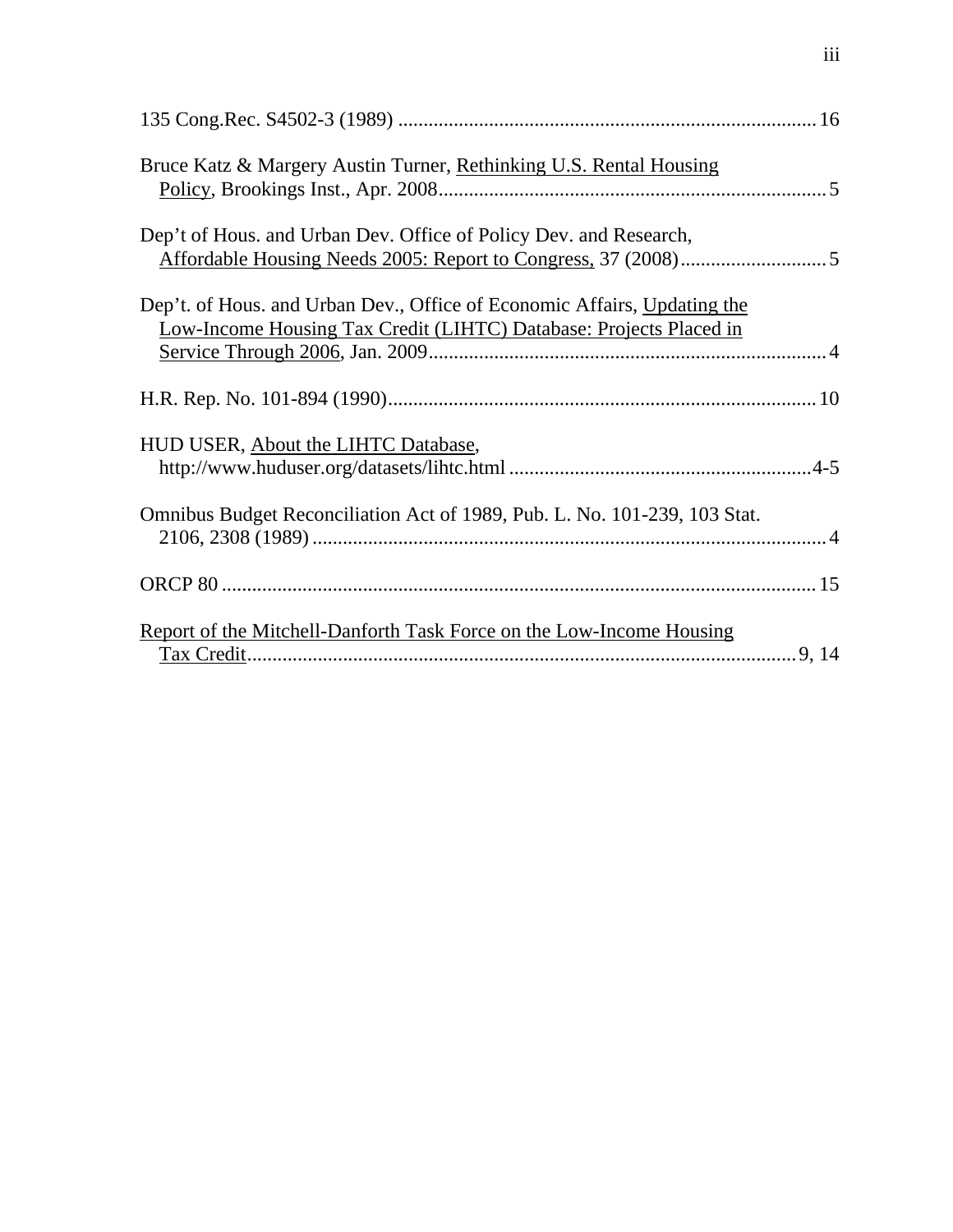135 Cong.Rec. S4502-3 (1989) .................................................................................. 16

Bruce Katz & Margery Austin Turner, Rethinking U.S. Rental Housing Policy, Brookings Inst., Apr. 2008............................................................................. 5

Dep't of Hous. and Urban Dev. Office of Policy Dev. and Research, Affordable Housing Needs 2005: Report to Congress, 37 (2008)............................. 5

Dep't. of Hous. and Urban Dev., Office of Economic Affairs, Updating the Low-Income Housing Tax Credit (LIHTC) Database: Projects Placed in Service Through 2006, Jan. 2009.............................................................................. 4

H.R. Rep. No. 101-894 (1990)..................................................................................... 10

HUD USER, About the LIHTC Database, http://www.huduser.org/datasets/lihtc.html ...........................................................4-5

Omnibus Budget Reconciliation Act of 1989, Pub. L. No. 101-239, 103 Stat. 2106, 2308 (1989) ..................................................................................................... 4

ORCP 80 ..................................................................................................................... 15

Report of the Mitchell-Danforth Task Force on the Low-Income Housing Tax Credit............................................................................................................ 9, 14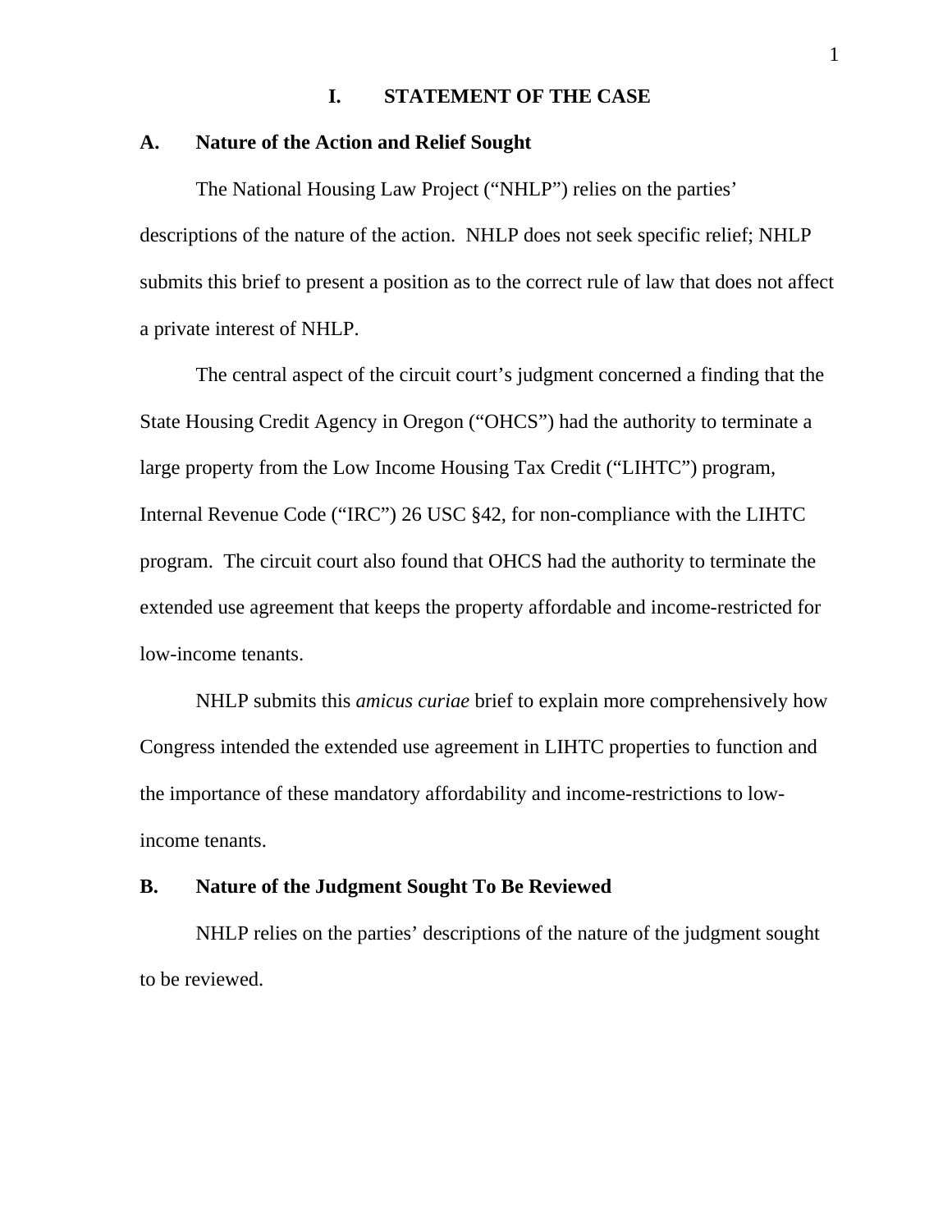# I. STATEMENT OF THE CASE

## A. Nature of the Action and Relief Sought

The National Housing Law Project ("NHLP") relies on the parties' descriptions of the nature of the action. NHLP does not seek specific relief; NHLP submits this brief to present a position as to the correct rule of law that does not affect a private interest of NHLP.

The central aspect of the circuit court's judgment concerned a finding that the State Housing Credit Agency in Oregon ("OHCS") had the authority to terminate a large property from the Low Income Housing Tax Credit ("LIHTC") program, Internal Revenue Code ("IRC") 26 USC §42, for non-compliance with the LIHTC program. The circuit court also found that OHCS had the authority to terminate the extended use agreement that keeps the property affordable and income-restricted for low-income tenants.

NHLP submits this *amicus curiae* brief to explain more comprehensively how Congress intended the extended use agreement in LIHTC properties to function and the importance of these mandatory affordability and income-restrictions to low-income tenants.

## B. Nature of the Judgment Sought To Be Reviewed

NHLP relies on the parties' descriptions of the nature of the judgment sought to be reviewed.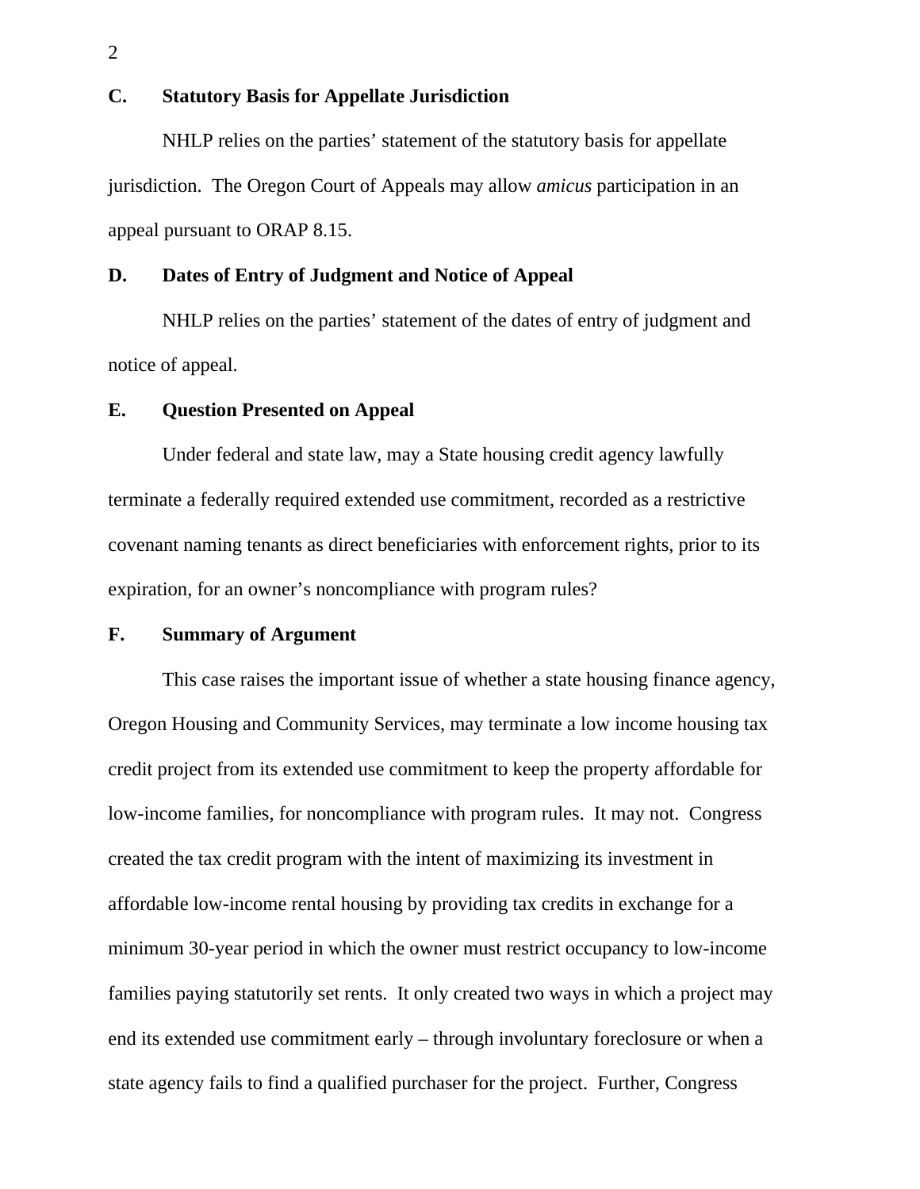### C. Statutory Basis for Appellate Jurisdiction

NHLP relies on the parties' statement of the statutory basis for appellate jurisdiction. The Oregon Court of Appeals may allow *amicus* participation in an appeal pursuant to ORAP 8.15.

### D. Dates of Entry of Judgment and Notice of Appeal

NHLP relies on the parties' statement of the dates of entry of judgment and notice of appeal.

### E. Question Presented on Appeal

Under federal and state law, may a State housing credit agency lawfully terminate a federally required extended use commitment, recorded as a restrictive covenant naming tenants as direct beneficiaries with enforcement rights, prior to its expiration, for an owner's noncompliance with program rules?

### F. Summary of Argument

This case raises the important issue of whether a state housing finance agency, Oregon Housing and Community Services, may terminate a low income housing tax credit project from its extended use commitment to keep the property affordable for low-income families, for noncompliance with program rules. It may not. Congress created the tax credit program with the intent of maximizing its investment in affordable low-income rental housing by providing tax credits in exchange for a minimum 30-year period in which the owner must restrict occupancy to low-income families paying statutorily set rents. It only created two ways in which a project may end its extended use commitment early – through involuntary foreclosure or when a state agency fails to find a qualified purchaser for the project. Further, Congress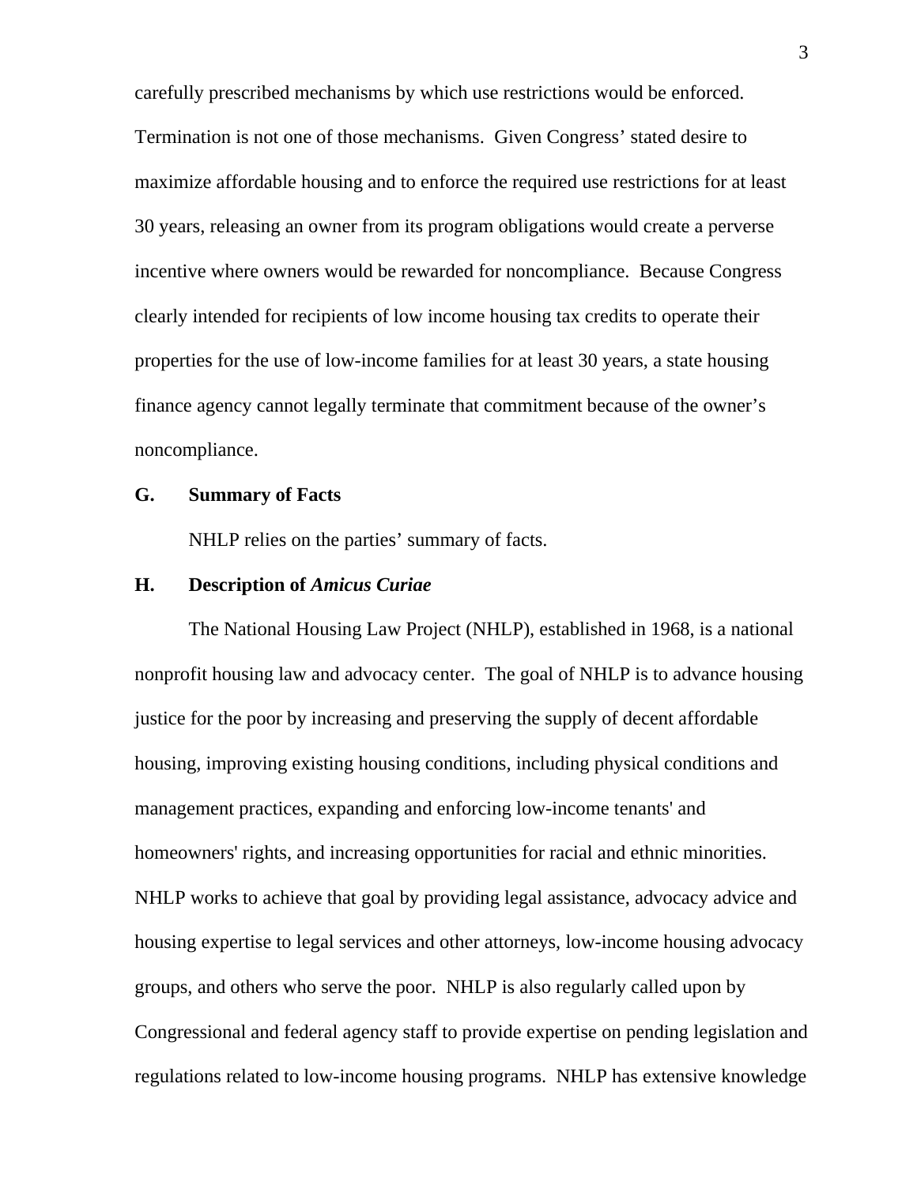carefully prescribed mechanisms by which use restrictions would be enforced. Termination is not one of those mechanisms. Given Congress' stated desire to maximize affordable housing and to enforce the required use restrictions for at least 30 years, releasing an owner from its program obligations would create a perverse incentive where owners would be rewarded for noncompliance. Because Congress clearly intended for recipients of low income housing tax credits to operate their properties for the use of low-income families for at least 30 years, a state housing finance agency cannot legally terminate that commitment because of the owner's noncompliance.

### G. Summary of Facts

NHLP relies on the parties' summary of facts.

### H. Description of *Amicus Curiae*

The National Housing Law Project (NHLP), established in 1968, is a national nonprofit housing law and advocacy center. The goal of NHLP is to advance housing justice for the poor by increasing and preserving the supply of decent affordable housing, improving existing housing conditions, including physical conditions and management practices, expanding and enforcing low-income tenants' and homeowners' rights, and increasing opportunities for racial and ethnic minorities. NHLP works to achieve that goal by providing legal assistance, advocacy advice and housing expertise to legal services and other attorneys, low-income housing advocacy groups, and others who serve the poor. NHLP is also regularly called upon by Congressional and federal agency staff to provide expertise on pending legislation and regulations related to low-income housing programs. NHLP has extensive knowledge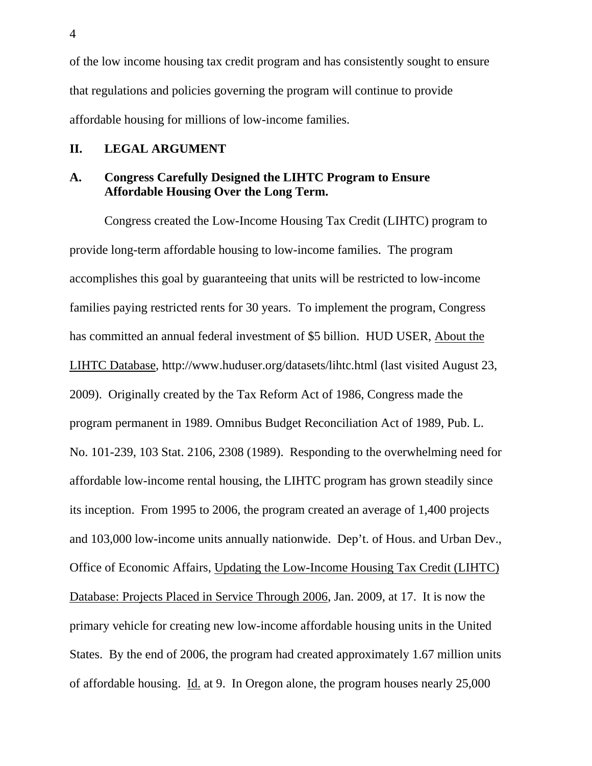of the low income housing tax credit program and has consistently sought to ensure that regulations and policies governing the program will continue to provide affordable housing for millions of low-income families.

## II. LEGAL ARGUMENT

### A. Congress Carefully Designed the LIHTC Program to Ensure Affordable Housing Over the Long Term.

Congress created the Low-Income Housing Tax Credit (LIHTC) program to provide long-term affordable housing to low-income families. The program accomplishes this goal by guaranteeing that units will be restricted to low-income families paying restricted rents for 30 years. To implement the program, Congress has committed an annual federal investment of $5 billion. HUD USER, About the LIHTC Database, http://www.huduser.org/datasets/lihtc.html (last visited August 23, 2009). Originally created by the Tax Reform Act of 1986, Congress made the program permanent in 1989. Omnibus Budget Reconciliation Act of 1989, Pub. L. No. 101-239, 103 Stat. 2106, 2308 (1989). Responding to the overwhelming need for affordable low-income rental housing, the LIHTC program has grown steadily since its inception. From 1995 to 2006, the program created an average of 1,400 projects and 103,000 low-income units annually nationwide. Dep't. of Hous. and Urban Dev., Office of Economic Affairs, Updating the Low-Income Housing Tax Credit (LIHTC) Database: Projects Placed in Service Through 2006, Jan. 2009, at 17. It is now the primary vehicle for creating new low-income affordable housing units in the United States. By the end of 2006, the program had created approximately 1.67 million units of affordable housing. Id. at 9. In Oregon alone, the program houses nearly 25,000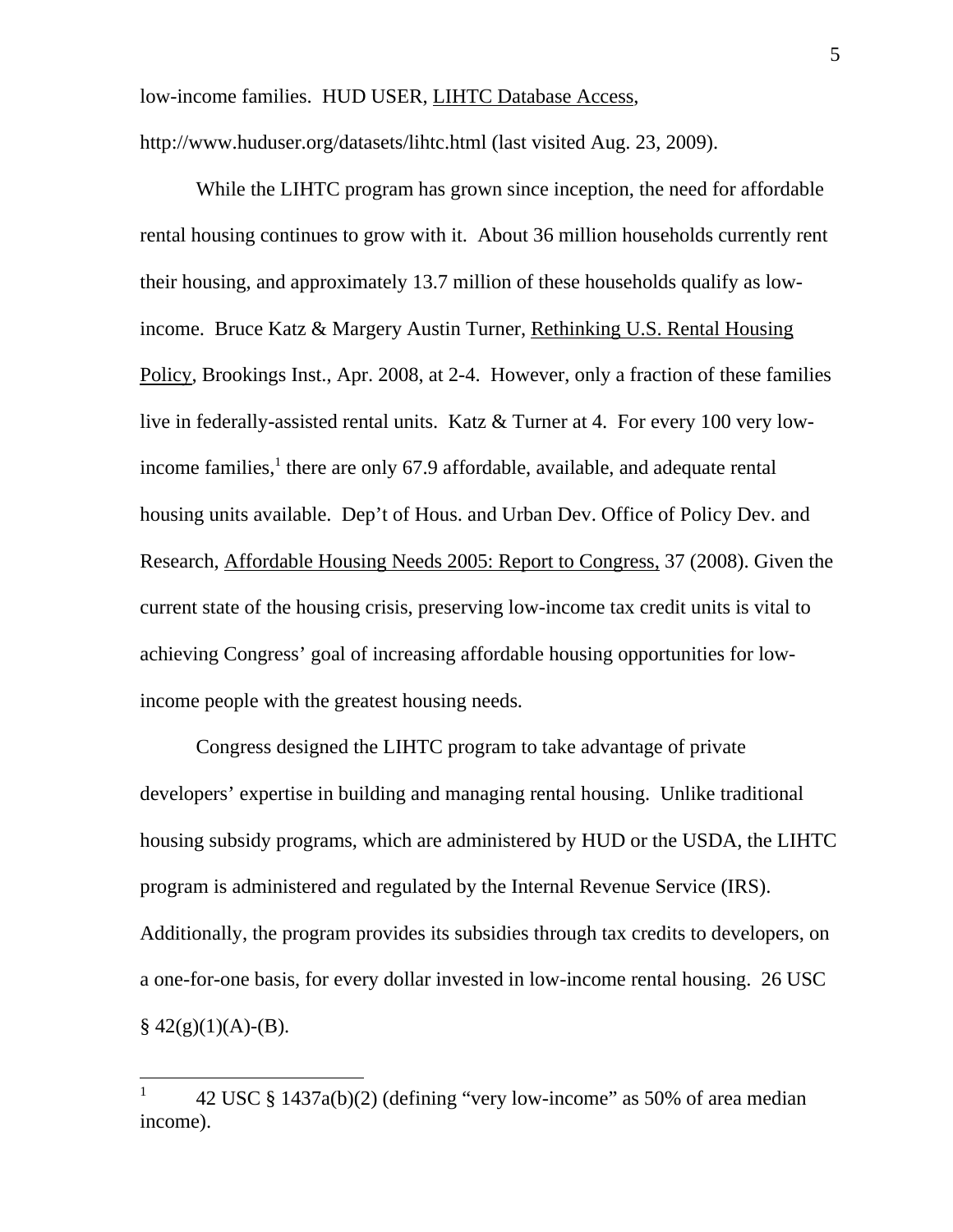low-income families. HUD USER, LIHTC Database Access, http://www.huduser.org/datasets/lihtc.html (last visited Aug. 23, 2009).

While the LIHTC program has grown since inception, the need for affordable rental housing continues to grow with it. About 36 million households currently rent their housing, and approximately 13.7 million of these households qualify as low-income. Bruce Katz & Margery Austin Turner, Rethinking U.S. Rental Housing Policy, Brookings Inst., Apr. 2008, at 2-4. However, only a fraction of these families live in federally-assisted rental units. Katz & Turner at 4. For every 100 very low-income families,[1] there are only 67.9 affordable, available, and adequate rental housing units available. Dep't of Hous. and Urban Dev. Office of Policy Dev. and Research, Affordable Housing Needs 2005: Report to Congress, 37 (2008). Given the current state of the housing crisis, preserving low-income tax credit units is vital to achieving Congress' goal of increasing affordable housing opportunities for low-income people with the greatest housing needs.

Congress designed the LIHTC program to take advantage of private developers' expertise in building and managing rental housing. Unlike traditional housing subsidy programs, which are administered by HUD or the USDA, the LIHTC program is administered and regulated by the Internal Revenue Service (IRS). Additionally, the program provides its subsidies through tax credits to developers, on a one-for-one basis, for every dollar invested in low-income rental housing. 26 USC § 42(g)(1)(A)-(B).

[1] 42 USC § 1437a(b)(2) (defining "very low-income" as 50% of area median income).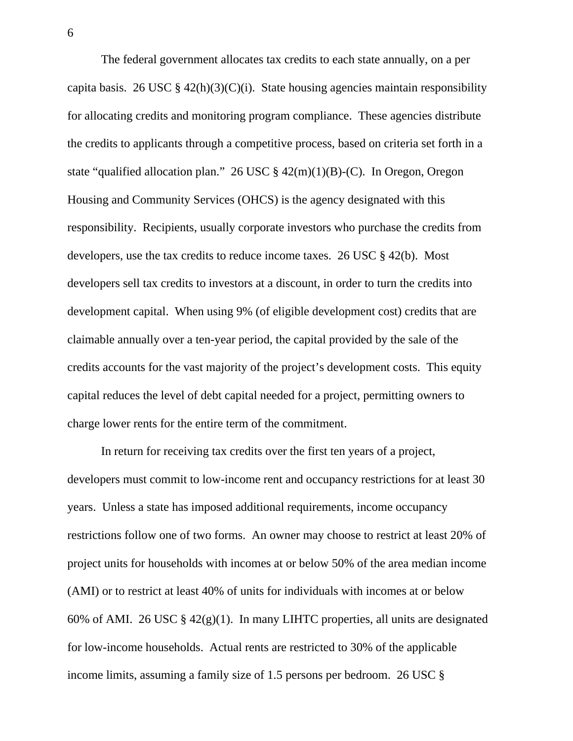The federal government allocates tax credits to each state annually, on a per capita basis. 26 USC § 42(h)(3)(C)(i). State housing agencies maintain responsibility for allocating credits and monitoring program compliance. These agencies distribute the credits to applicants through a competitive process, based on criteria set forth in a state "qualified allocation plan." 26 USC § 42(m)(1)(B)-(C). In Oregon, Oregon Housing and Community Services (OHCS) is the agency designated with this responsibility. Recipients, usually corporate investors who purchase the credits from developers, use the tax credits to reduce income taxes. 26 USC § 42(b). Most developers sell tax credits to investors at a discount, in order to turn the credits into development capital. When using 9% (of eligible development cost) credits that are claimable annually over a ten-year period, the capital provided by the sale of the credits accounts for the vast majority of the project's development costs. This equity capital reduces the level of debt capital needed for a project, permitting owners to charge lower rents for the entire term of the commitment.

In return for receiving tax credits over the first ten years of a project, developers must commit to low-income rent and occupancy restrictions for at least 30 years. Unless a state has imposed additional requirements, income occupancy restrictions follow one of two forms. An owner may choose to restrict at least 20% of project units for households with incomes at or below 50% of the area median income (AMI) or to restrict at least 40% of units for individuals with incomes at or below 60% of AMI. 26 USC § 42(g)(1). In many LIHTC properties, all units are designated for low-income households. Actual rents are restricted to 30% of the applicable income limits, assuming a family size of 1.5 persons per bedroom. 26 USC §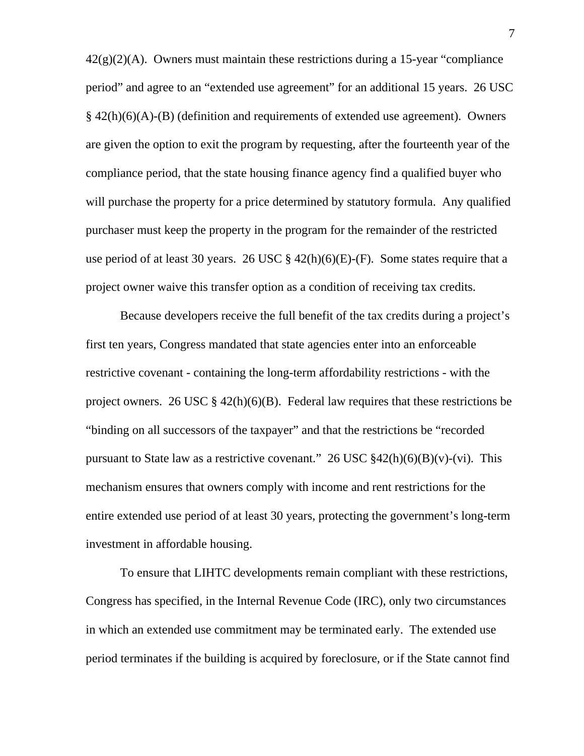42(g)(2)(A). Owners must maintain these restrictions during a 15-year "compliance period" and agree to an "extended use agreement" for an additional 15 years. 26 USC § 42(h)(6)(A)-(B) (definition and requirements of extended use agreement). Owners are given the option to exit the program by requesting, after the fourteenth year of the compliance period, that the state housing finance agency find a qualified buyer who will purchase the property for a price determined by statutory formula. Any qualified purchaser must keep the property in the program for the remainder of the restricted use period of at least 30 years. 26 USC § 42(h)(6)(E)-(F). Some states require that a project owner waive this transfer option as a condition of receiving tax credits.

Because developers receive the full benefit of the tax credits during a project's first ten years, Congress mandated that state agencies enter into an enforceable restrictive covenant - containing the long-term affordability restrictions - with the project owners. 26 USC § 42(h)(6)(B). Federal law requires that these restrictions be "binding on all successors of the taxpayer" and that the restrictions be "recorded pursuant to State law as a restrictive covenant." 26 USC §42(h)(6)(B)(v)-(vi). This mechanism ensures that owners comply with income and rent restrictions for the entire extended use period of at least 30 years, protecting the government's long-term investment in affordable housing.

To ensure that LIHTC developments remain compliant with these restrictions, Congress has specified, in the Internal Revenue Code (IRC), only two circumstances in which an extended use commitment may be terminated early. The extended use period terminates if the building is acquired by foreclosure, or if the State cannot find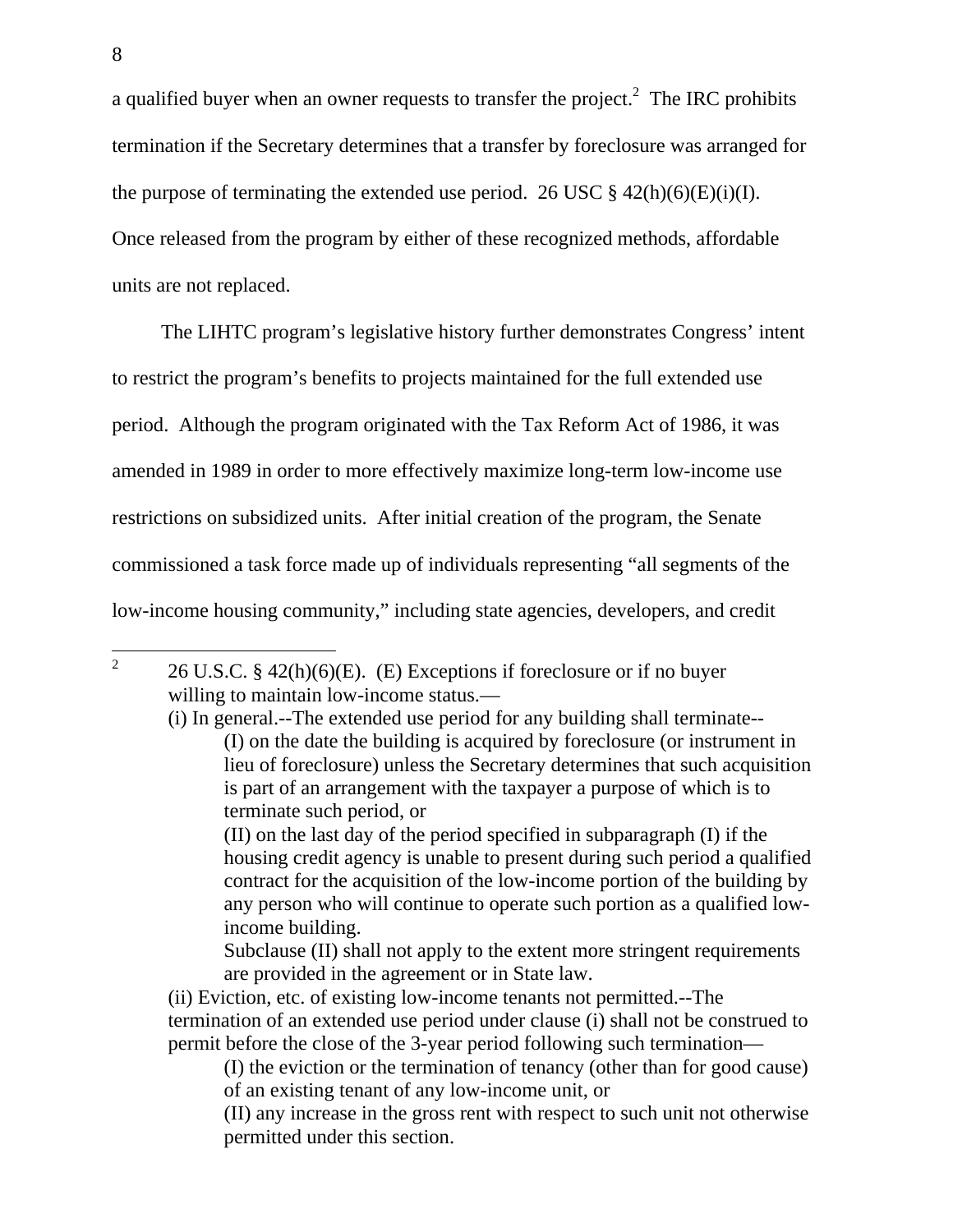a qualified buyer when an owner requests to transfer the project.[2] The IRC prohibits termination if the Secretary determines that a transfer by foreclosure was arranged for the purpose of terminating the extended use period. 26 USC § 42(h)(6)(E)(i)(I). Once released from the program by either of these recognized methods, affordable units are not replaced.

The LIHTC program's legislative history further demonstrates Congress' intent to restrict the program's benefits to projects maintained for the full extended use period. Although the program originated with the Tax Reform Act of 1986, it was amended in 1989 in order to more effectively maximize long-term low-income use restrictions on subsidized units. After initial creation of the program, the Senate commissioned a task force made up of individuals representing "all segments of the low-income housing community," including state agencies, developers, and credit

---

[2] 26 U.S.C. § 42(h)(6)(E). (E) Exceptions if foreclosure or if no buyer willing to maintain low-income status.—

(i) In general.--The extended use period for any building shall terminate--

(I) on the date the building is acquired by foreclosure (or instrument in lieu of foreclosure) unless the Secretary determines that such acquisition is part of an arrangement with the taxpayer a purpose of which is to terminate such period, or

(II) on the last day of the period specified in subparagraph (I) if the housing credit agency is unable to present during such period a qualified contract for the acquisition of the low-income portion of the building by any person who will continue to operate such portion as a qualified low-income building.

Subclause (II) shall not apply to the extent more stringent requirements are provided in the agreement or in State law.

(ii) Eviction, etc. of existing low-income tenants not permitted.--The termination of an extended use period under clause (i) shall not be construed to permit before the close of the 3-year period following such termination—

(I) the eviction or the termination of tenancy (other than for good cause) of an existing tenant of any low-income unit, or

(II) any increase in the gross rent with respect to such unit not otherwise permitted under this section.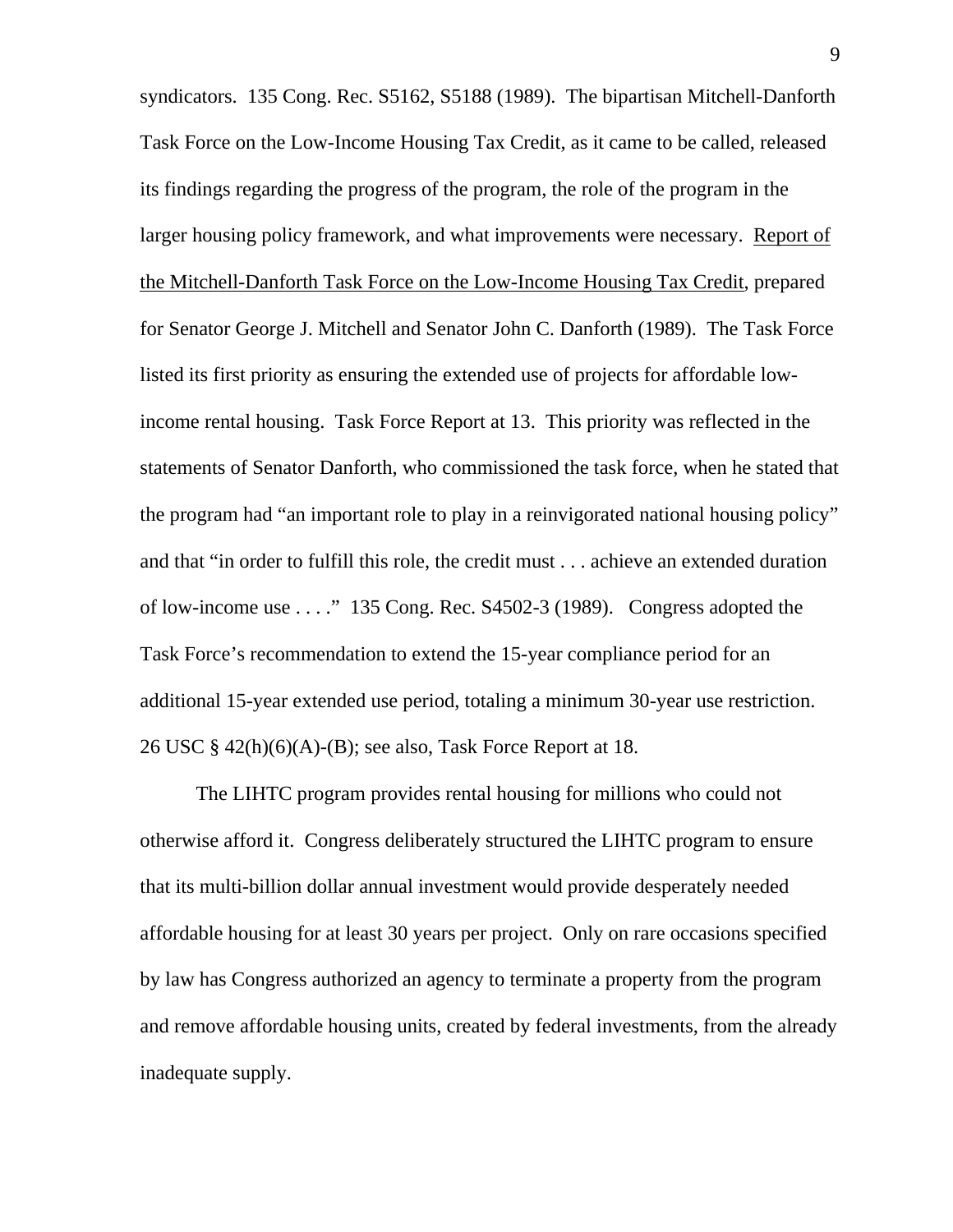syndicators. 135 Cong. Rec. S5162, S5188 (1989). The bipartisan Mitchell-Danforth Task Force on the Low-Income Housing Tax Credit, as it came to be called, released its findings regarding the progress of the program, the role of the program in the larger housing policy framework, and what improvements were necessary. Report of the Mitchell-Danforth Task Force on the Low-Income Housing Tax Credit, prepared for Senator George J. Mitchell and Senator John C. Danforth (1989). The Task Force listed its first priority as ensuring the extended use of projects for affordable low-income rental housing. Task Force Report at 13. This priority was reflected in the statements of Senator Danforth, who commissioned the task force, when he stated that the program had "an important role to play in a reinvigorated national housing policy" and that "in order to fulfill this role, the credit must . . . achieve an extended duration of low-income use . . . ." 135 Cong. Rec. S4502-3 (1989). Congress adopted the Task Force's recommendation to extend the 15-year compliance period for an additional 15-year extended use period, totaling a minimum 30-year use restriction. 26 USC § 42(h)(6)(A)-(B); see also, Task Force Report at 18.

The LIHTC program provides rental housing for millions who could not otherwise afford it. Congress deliberately structured the LIHTC program to ensure that its multi-billion dollar annual investment would provide desperately needed affordable housing for at least 30 years per project. Only on rare occasions specified by law has Congress authorized an agency to terminate a property from the program and remove affordable housing units, created by federal investments, from the already inadequate supply.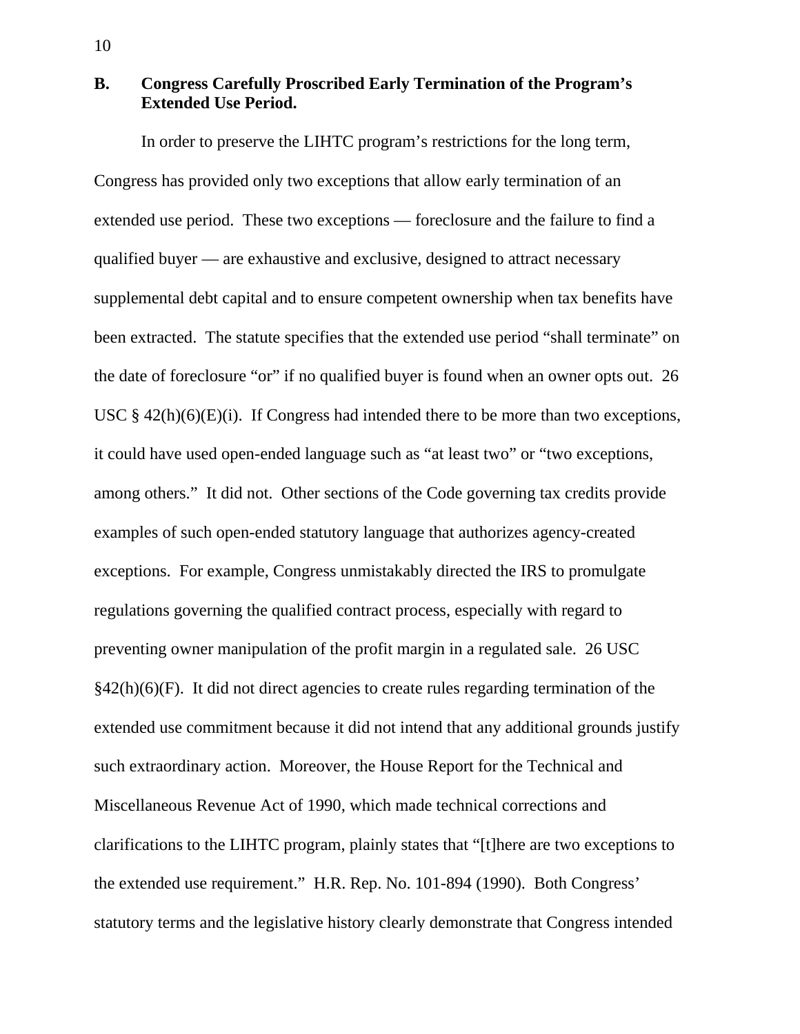### B. Congress Carefully Proscribed Early Termination of the Program's Extended Use Period.

In order to preserve the LIHTC program's restrictions for the long term, Congress has provided only two exceptions that allow early termination of an extended use period. These two exceptions — foreclosure and the failure to find a qualified buyer — are exhaustive and exclusive, designed to attract necessary supplemental debt capital and to ensure competent ownership when tax benefits have been extracted. The statute specifies that the extended use period "shall terminate" on the date of foreclosure "or" if no qualified buyer is found when an owner opts out. 26 USC § 42(h)(6)(E)(i). If Congress had intended there to be more than two exceptions, it could have used open-ended language such as "at least two" or "two exceptions, among others." It did not. Other sections of the Code governing tax credits provide examples of such open-ended statutory language that authorizes agency-created exceptions. For example, Congress unmistakably directed the IRS to promulgate regulations governing the qualified contract process, especially with regard to preventing owner manipulation of the profit margin in a regulated sale. 26 USC §42(h)(6)(F). It did not direct agencies to create rules regarding termination of the extended use commitment because it did not intend that any additional grounds justify such extraordinary action. Moreover, the House Report for the Technical and Miscellaneous Revenue Act of 1990, which made technical corrections and clarifications to the LIHTC program, plainly states that "[t]here are two exceptions to the extended use requirement." H.R. Rep. No. 101-894 (1990). Both Congress' statutory terms and the legislative history clearly demonstrate that Congress intended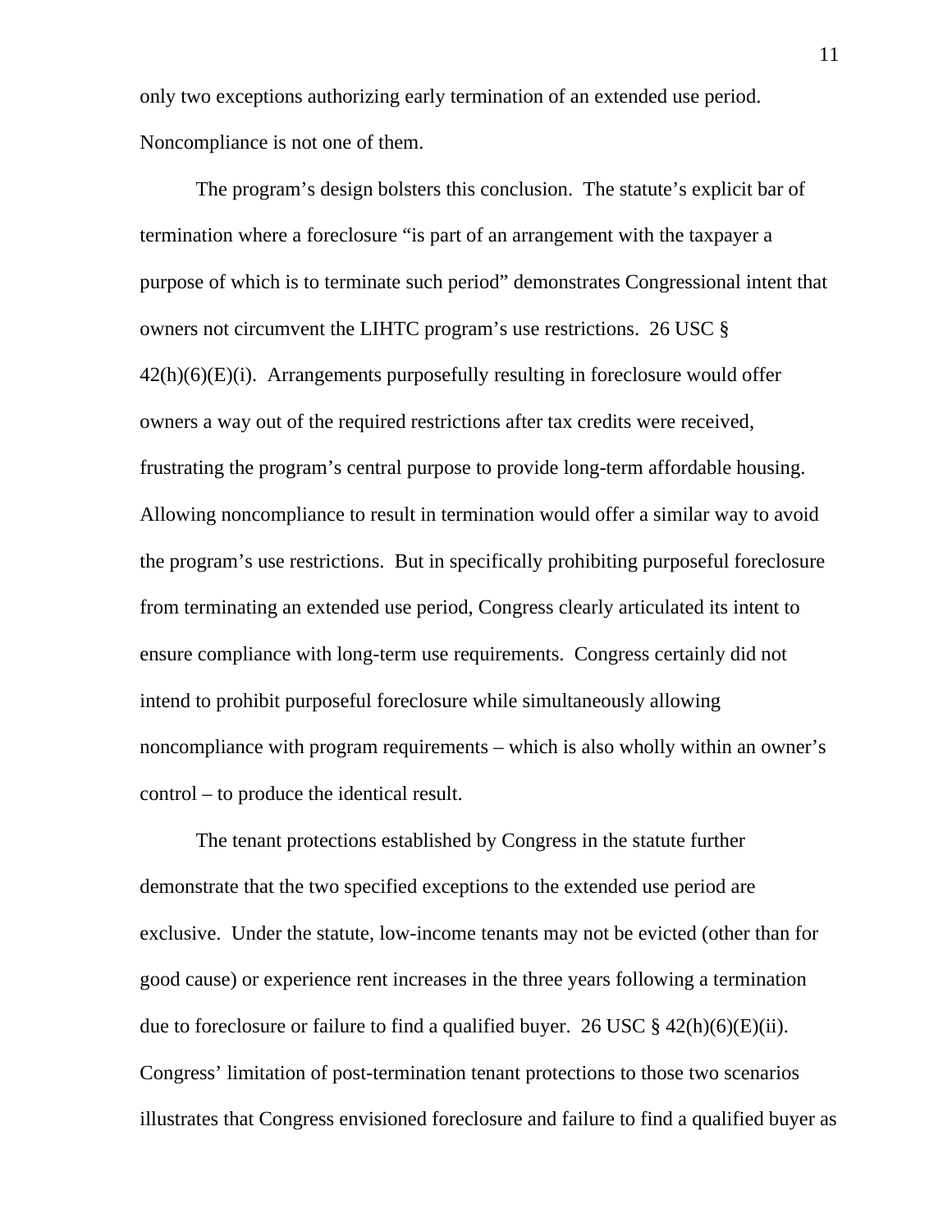only two exceptions authorizing early termination of an extended use period. Noncompliance is not one of them.

The program's design bolsters this conclusion. The statute's explicit bar of termination where a foreclosure "is part of an arrangement with the taxpayer a purpose of which is to terminate such period" demonstrates Congressional intent that owners not circumvent the LIHTC program's use restrictions. 26 USC § 42(h)(6)(E)(i). Arrangements purposefully resulting in foreclosure would offer owners a way out of the required restrictions after tax credits were received, frustrating the program's central purpose to provide long-term affordable housing. Allowing noncompliance to result in termination would offer a similar way to avoid the program's use restrictions. But in specifically prohibiting purposeful foreclosure from terminating an extended use period, Congress clearly articulated its intent to ensure compliance with long-term use requirements. Congress certainly did not intend to prohibit purposeful foreclosure while simultaneously allowing noncompliance with program requirements – which is also wholly within an owner's control – to produce the identical result.

The tenant protections established by Congress in the statute further demonstrate that the two specified exceptions to the extended use period are exclusive. Under the statute, low-income tenants may not be evicted (other than for good cause) or experience rent increases in the three years following a termination due to foreclosure or failure to find a qualified buyer. 26 USC § 42(h)(6)(E)(ii). Congress' limitation of post-termination tenant protections to those two scenarios illustrates that Congress envisioned foreclosure and failure to find a qualified buyer as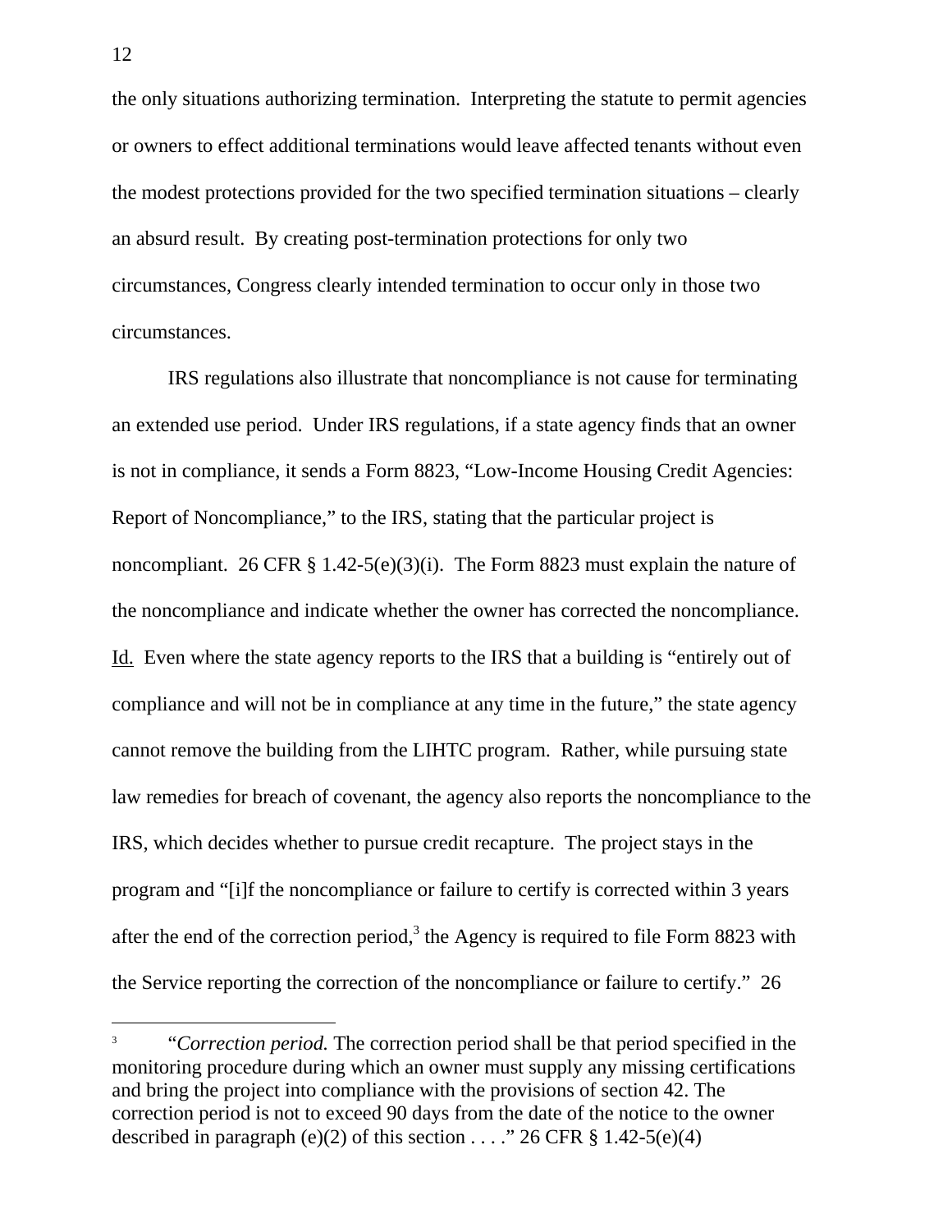the only situations authorizing termination. Interpreting the statute to permit agencies or owners to effect additional terminations would leave affected tenants without even the modest protections provided for the two specified termination situations – clearly an absurd result. By creating post-termination protections for only two circumstances, Congress clearly intended termination to occur only in those two circumstances.

IRS regulations also illustrate that noncompliance is not cause for terminating an extended use period. Under IRS regulations, if a state agency finds that an owner is not in compliance, it sends a Form 8823, "Low-Income Housing Credit Agencies: Report of Noncompliance," to the IRS, stating that the particular project is noncompliant. 26 CFR § 1.42-5(e)(3)(i). The Form 8823 must explain the nature of the noncompliance and indicate whether the owner has corrected the noncompliance. Id. Even where the state agency reports to the IRS that a building is "entirely out of compliance and will not be in compliance at any time in the future," the state agency cannot remove the building from the LIHTC program. Rather, while pursuing state law remedies for breach of covenant, the agency also reports the noncompliance to the IRS, which decides whether to pursue credit recapture. The project stays in the program and "[i]f the noncompliance or failure to certify is corrected within 3 years after the end of the correction period,[3] the Agency is required to file Form 8823 with the Service reporting the correction of the noncompliance or failure to certify." 26

---

[3] "*Correction period.* The correction period shall be that period specified in the monitoring procedure during which an owner must supply any missing certifications and bring the project into compliance with the provisions of section 42. The correction period is not to exceed 90 days from the date of the notice to the owner described in paragraph (e)(2) of this section . . . ." 26 CFR § 1.42-5(e)(4)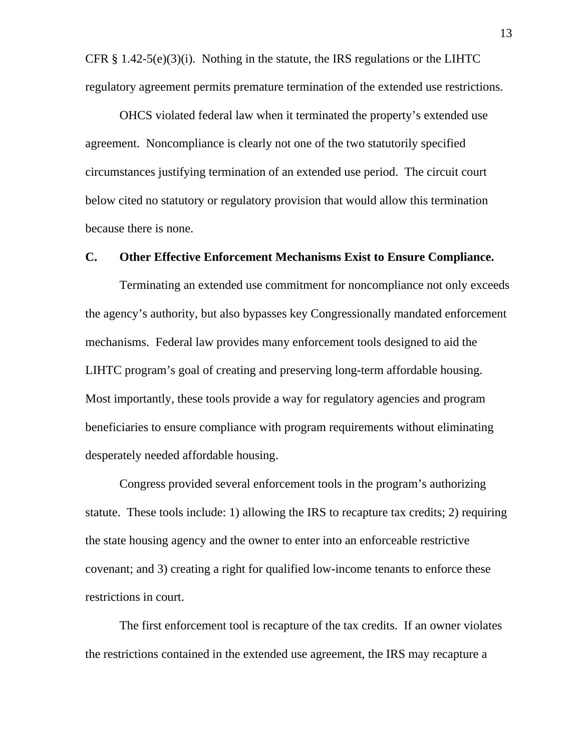CFR § 1.42-5(e)(3)(i). Nothing in the statute, the IRS regulations or the LIHTC regulatory agreement permits premature termination of the extended use restrictions.

OHCS violated federal law when it terminated the property's extended use agreement. Noncompliance is clearly not one of the two statutorily specified circumstances justifying termination of an extended use period. The circuit court below cited no statutory or regulatory provision that would allow this termination because there is none.

### C. Other Effective Enforcement Mechanisms Exist to Ensure Compliance.

Terminating an extended use commitment for noncompliance not only exceeds the agency's authority, but also bypasses key Congressionally mandated enforcement mechanisms. Federal law provides many enforcement tools designed to aid the LIHTC program's goal of creating and preserving long-term affordable housing. Most importantly, these tools provide a way for regulatory agencies and program beneficiaries to ensure compliance with program requirements without eliminating desperately needed affordable housing.

Congress provided several enforcement tools in the program's authorizing statute. These tools include: 1) allowing the IRS to recapture tax credits; 2) requiring the state housing agency and the owner to enter into an enforceable restrictive covenant; and 3) creating a right for qualified low-income tenants to enforce these restrictions in court.

The first enforcement tool is recapture of the tax credits. If an owner violates the restrictions contained in the extended use agreement, the IRS may recapture a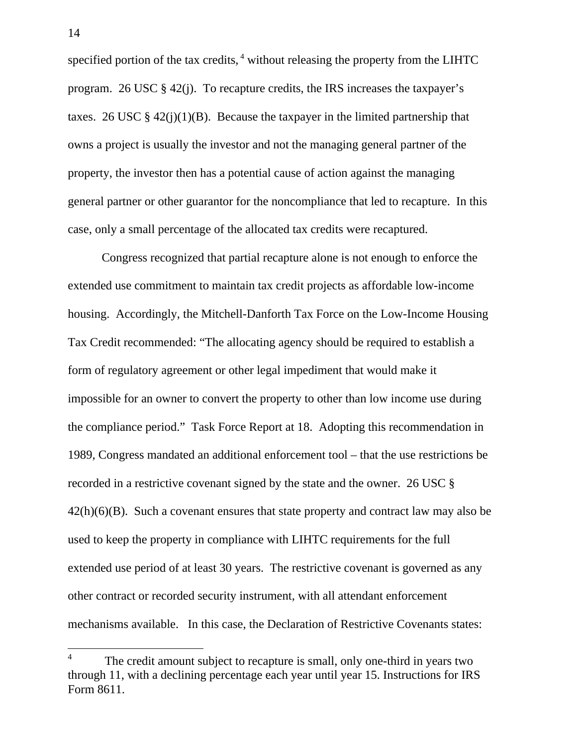specified portion of the tax credits,[4] without releasing the property from the LIHTC program. 26 USC § 42(j). To recapture credits, the IRS increases the taxpayer's taxes. 26 USC § 42(j)(1)(B). Because the taxpayer in the limited partnership that owns a project is usually the investor and not the managing general partner of the property, the investor then has a potential cause of action against the managing general partner or other guarantor for the noncompliance that led to recapture. In this case, only a small percentage of the allocated tax credits were recaptured.

Congress recognized that partial recapture alone is not enough to enforce the extended use commitment to maintain tax credit projects as affordable low-income housing. Accordingly, the Mitchell-Danforth Tax Force on the Low-Income Housing Tax Credit recommended: "The allocating agency should be required to establish a form of regulatory agreement or other legal impediment that would make it impossible for an owner to convert the property to other than low income use during the compliance period." Task Force Report at 18. Adopting this recommendation in 1989, Congress mandated an additional enforcement tool – that the use restrictions be recorded in a restrictive covenant signed by the state and the owner. 26 USC § 42(h)(6)(B). Such a covenant ensures that state property and contract law may also be used to keep the property in compliance with LIHTC requirements for the full extended use period of at least 30 years. The restrictive covenant is governed as any other contract or recorded security instrument, with all attendant enforcement mechanisms available. In this case, the Declaration of Restrictive Covenants states:

---

[4] The credit amount subject to recapture is small, only one-third in years two through 11, with a declining percentage each year until year 15. Instructions for IRS Form 8611.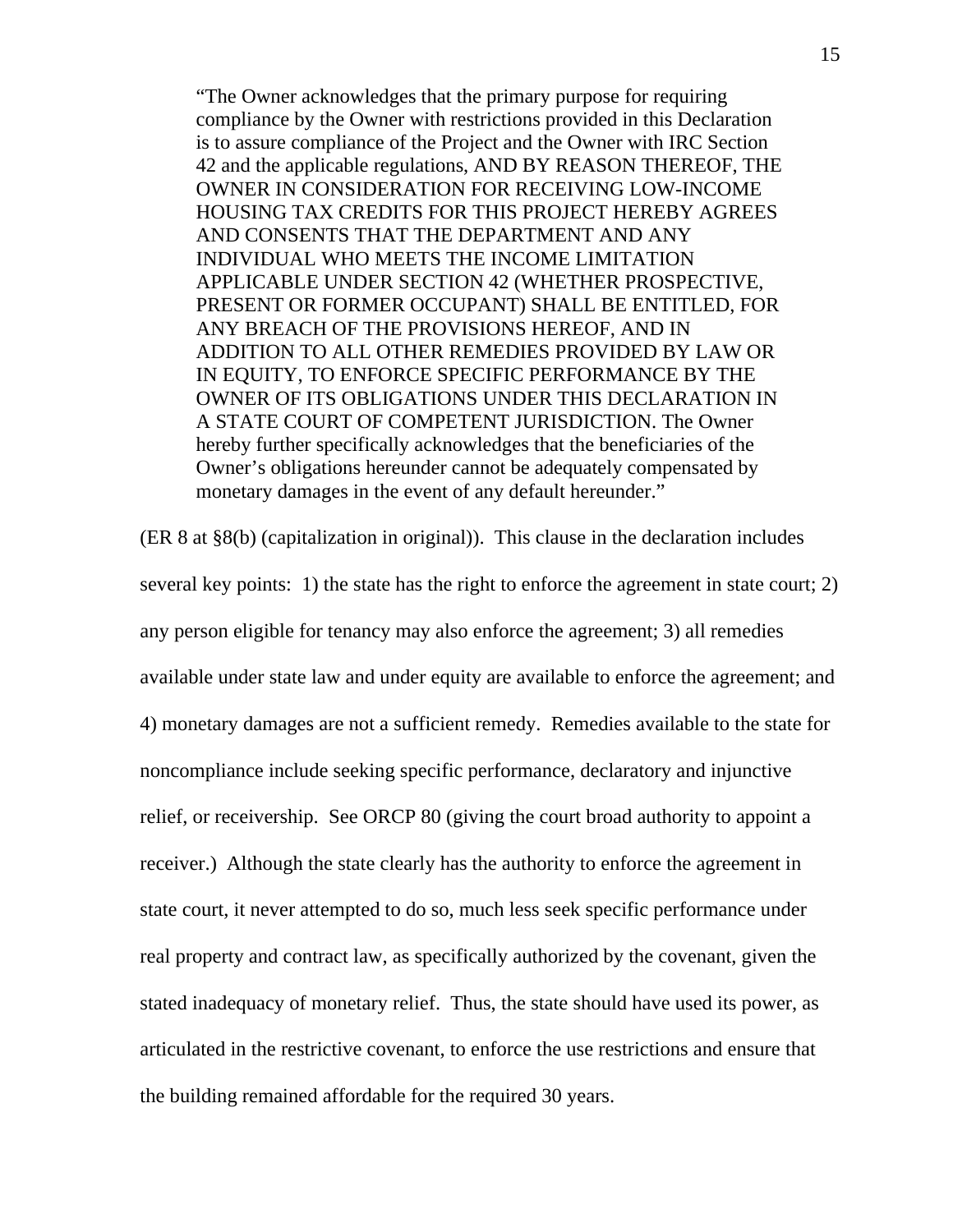> "The Owner acknowledges that the primary purpose for requiring compliance by the Owner with restrictions provided in this Declaration is to assure compliance of the Project and the Owner with IRC Section 42 and the applicable regulations, AND BY REASON THEREOF, THE OWNER IN CONSIDERATION FOR RECEIVING LOW-INCOME HOUSING TAX CREDITS FOR THIS PROJECT HEREBY AGREES AND CONSENTS THAT THE DEPARTMENT AND ANY INDIVIDUAL WHO MEETS THE INCOME LIMITATION APPLICABLE UNDER SECTION 42 (WHETHER PROSPECTIVE, PRESENT OR FORMER OCCUPANT) SHALL BE ENTITLED, FOR ANY BREACH OF THE PROVISIONS HEREOF, AND IN ADDITION TO ALL OTHER REMEDIES PROVIDED BY LAW OR IN EQUITY, TO ENFORCE SPECIFIC PERFORMANCE BY THE OWNER OF ITS OBLIGATIONS UNDER THIS DECLARATION IN A STATE COURT OF COMPETENT JURISDICTION. The Owner hereby further specifically acknowledges that the beneficiaries of the Owner's obligations hereunder cannot be adequately compensated by monetary damages in the event of any default hereunder."

(ER 8 at §8(b) (capitalization in original)). This clause in the declaration includes several key points: 1) the state has the right to enforce the agreement in state court; 2) any person eligible for tenancy may also enforce the agreement; 3) all remedies available under state law and under equity are available to enforce the agreement; and 4) monetary damages are not a sufficient remedy. Remedies available to the state for noncompliance include seeking specific performance, declaratory and injunctive relief, or receivership. See ORCP 80 (giving the court broad authority to appoint a receiver.) Although the state clearly has the authority to enforce the agreement in state court, it never attempted to do so, much less seek specific performance under real property and contract law, as specifically authorized by the covenant, given the stated inadequacy of monetary relief. Thus, the state should have used its power, as articulated in the restrictive covenant, to enforce the use restrictions and ensure that the building remained affordable for the required 30 years.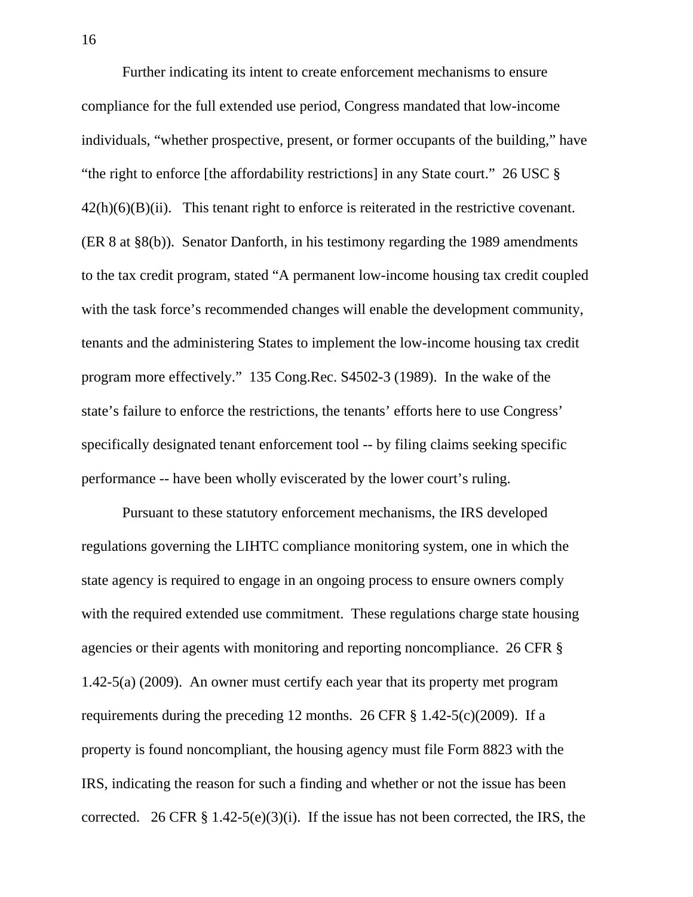Further indicating its intent to create enforcement mechanisms to ensure compliance for the full extended use period, Congress mandated that low-income individuals, "whether prospective, present, or former occupants of the building," have "the right to enforce [the affordability restrictions] in any State court." 26 USC § 42(h)(6)(B)(ii). This tenant right to enforce is reiterated in the restrictive covenant. (ER 8 at §8(b)). Senator Danforth, in his testimony regarding the 1989 amendments to the tax credit program, stated "A permanent low-income housing tax credit coupled with the task force's recommended changes will enable the development community, tenants and the administering States to implement the low-income housing tax credit program more effectively." 135 Cong.Rec. S4502-3 (1989). In the wake of the state's failure to enforce the restrictions, the tenants' efforts here to use Congress' specifically designated tenant enforcement tool -- by filing claims seeking specific performance -- have been wholly eviscerated by the lower court's ruling.

Pursuant to these statutory enforcement mechanisms, the IRS developed regulations governing the LIHTC compliance monitoring system, one in which the state agency is required to engage in an ongoing process to ensure owners comply with the required extended use commitment. These regulations charge state housing agencies or their agents with monitoring and reporting noncompliance. 26 CFR § 1.42-5(a) (2009). An owner must certify each year that its property met program requirements during the preceding 12 months. 26 CFR § 1.42-5(c)(2009). If a property is found noncompliant, the housing agency must file Form 8823 with the IRS, indicating the reason for such a finding and whether or not the issue has been corrected. 26 CFR § 1.42-5(e)(3)(i). If the issue has not been corrected, the IRS, the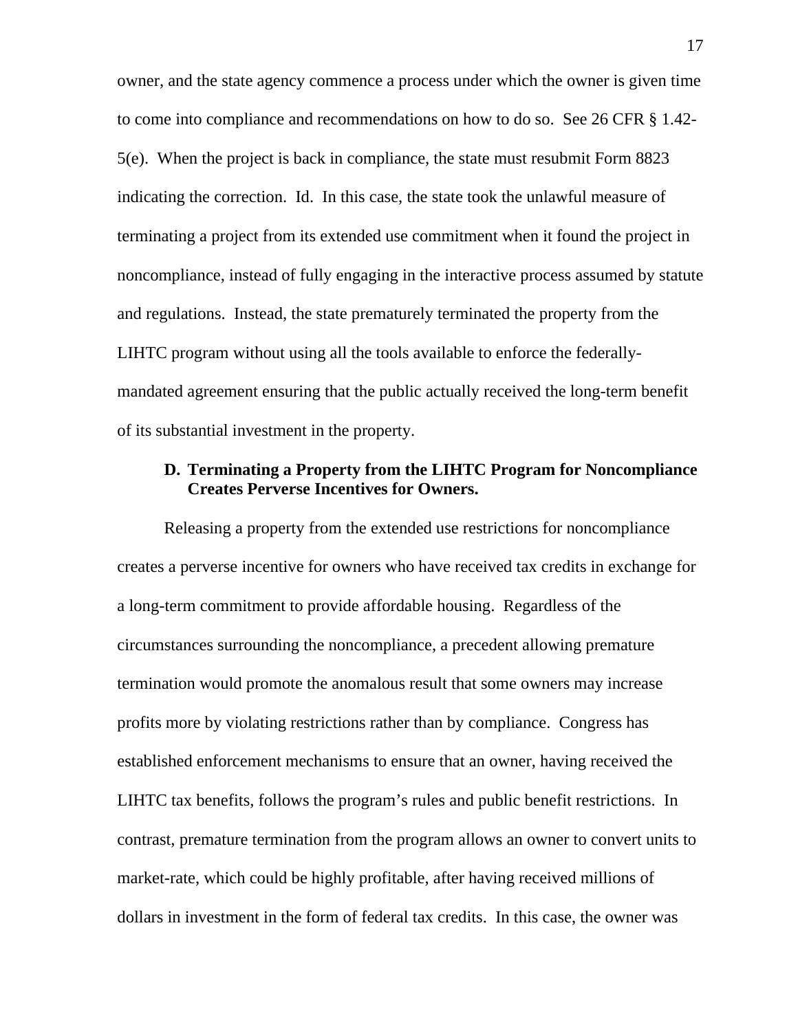owner, and the state agency commence a process under which the owner is given time to come into compliance and recommendations on how to do so. See 26 CFR § 1.42-5(e). When the project is back in compliance, the state must resubmit Form 8823 indicating the correction. Id. In this case, the state took the unlawful measure of terminating a project from its extended use commitment when it found the project in noncompliance, instead of fully engaging in the interactive process assumed by statute and regulations. Instead, the state prematurely terminated the property from the LIHTC program without using all the tools available to enforce the federally-mandated agreement ensuring that the public actually received the long-term benefit of its substantial investment in the property.

### D. Terminating a Property from the LIHTC Program for Noncompliance Creates Perverse Incentives for Owners.

Releasing a property from the extended use restrictions for noncompliance creates a perverse incentive for owners who have received tax credits in exchange for a long-term commitment to provide affordable housing. Regardless of the circumstances surrounding the noncompliance, a precedent allowing premature termination would promote the anomalous result that some owners may increase profits more by violating restrictions rather than by compliance. Congress has established enforcement mechanisms to ensure that an owner, having received the LIHTC tax benefits, follows the program's rules and public benefit restrictions. In contrast, premature termination from the program allows an owner to convert units to market-rate, which could be highly profitable, after having received millions of dollars in investment in the form of federal tax credits. In this case, the owner was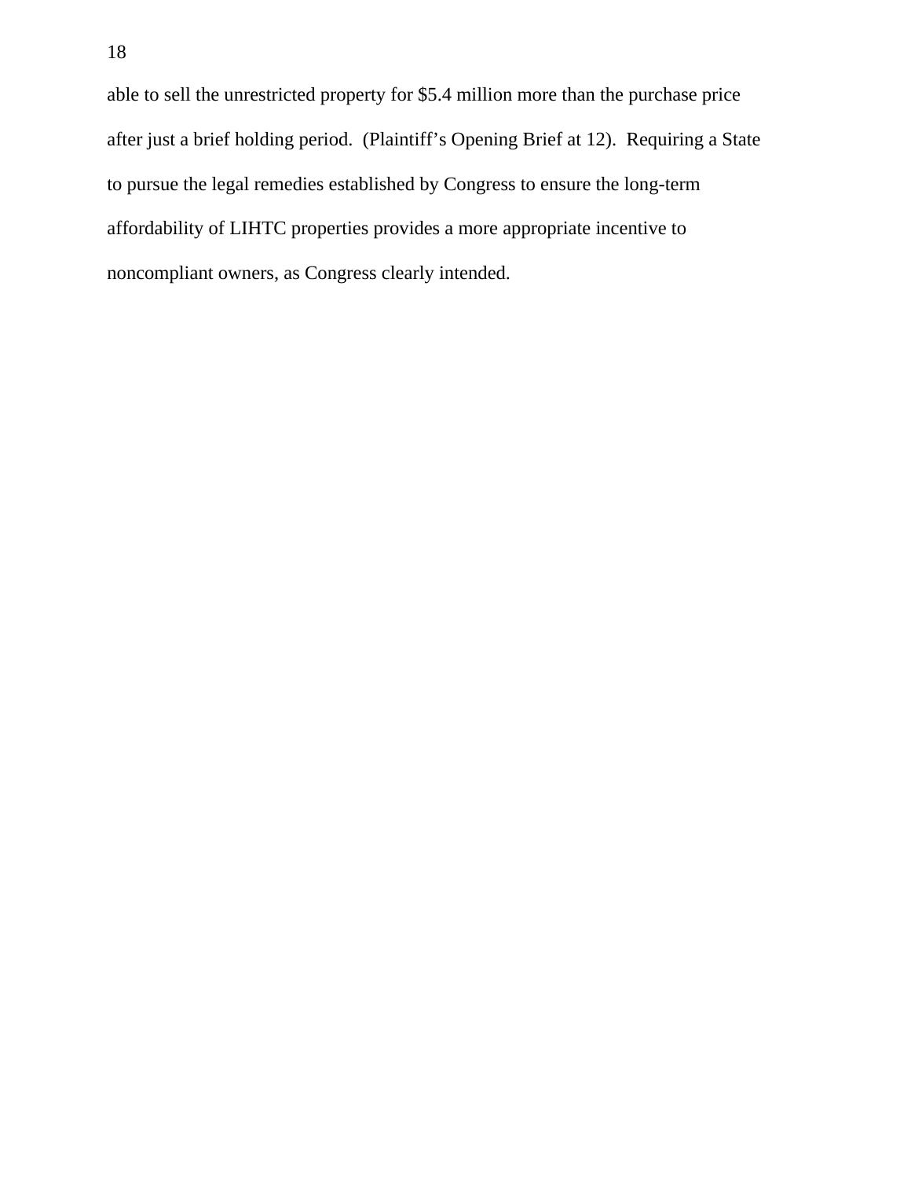able to sell the unrestricted property for $5.4 million more than the purchase price after just a brief holding period. (Plaintiff's Opening Brief at 12). Requiring a State to pursue the legal remedies established by Congress to ensure the long-term affordability of LIHTC properties provides a more appropriate incentive to noncompliant owners, as Congress clearly intended.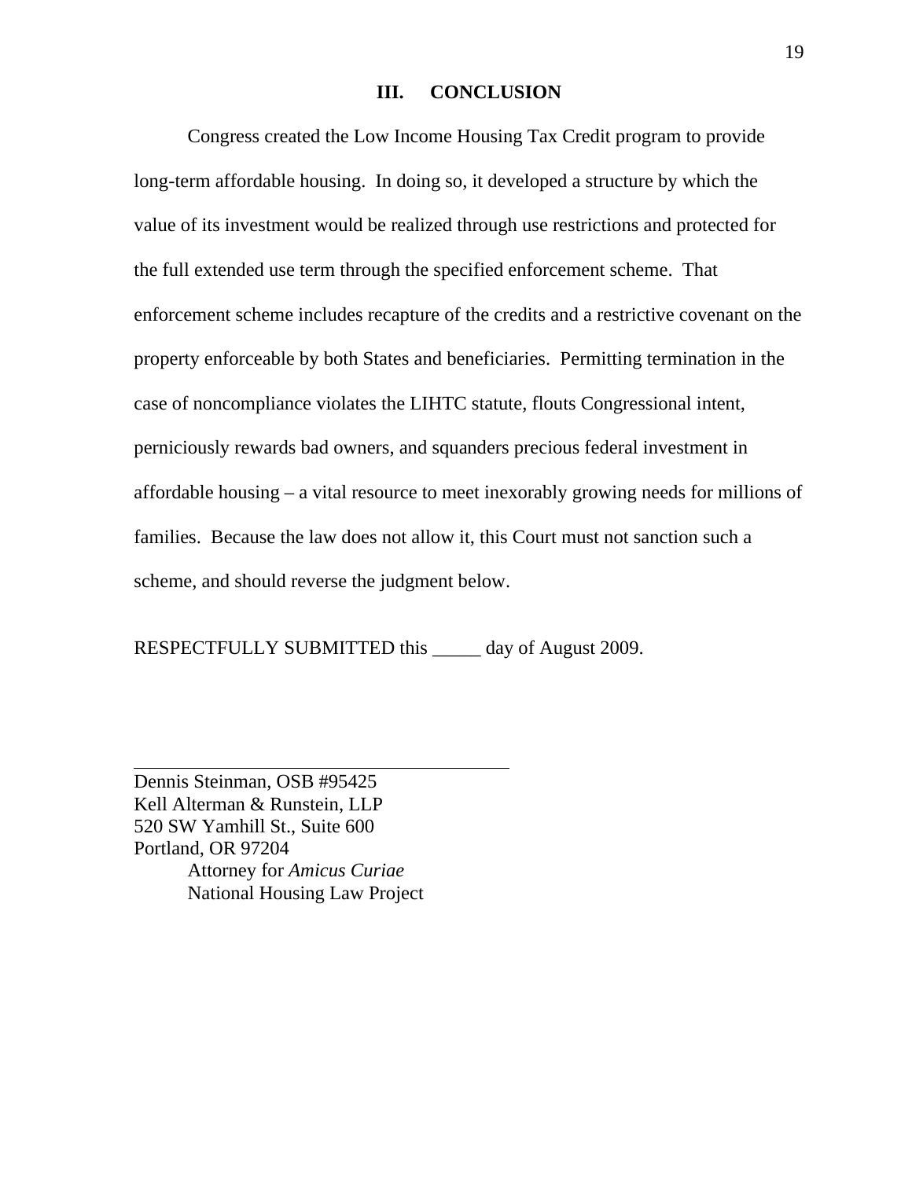## III. CONCLUSION

Congress created the Low Income Housing Tax Credit program to provide long-term affordable housing. In doing so, it developed a structure by which the value of its investment would be realized through use restrictions and protected for the full extended use term through the specified enforcement scheme. That enforcement scheme includes recapture of the credits and a restrictive covenant on the property enforceable by both States and beneficiaries. Permitting termination in the case of noncompliance violates the LIHTC statute, flouts Congressional intent, perniciously rewards bad owners, and squanders precious federal investment in affordable housing – a vital resource to meet inexorably growing needs for millions of families. Because the law does not allow it, this Court must not sanction such a scheme, and should reverse the judgment below.

RESPECTFULLY SUBMITTED this _____ day of August 2009.

\_\_\_\_\_\_\_\_\_\_\_\_\_\_\_\_\_\_\_\_\_\_\_\_\_\_\_\_\_\_\_\_\_\_\_\_\_\_\_\_

Dennis Steinman, OSB #95425
Kell Alterman & Runstein, LLP
520 SW Yamhill St., Suite 600
Portland, OR 97204
Attorney for *Amicus Curiae*
National Housing Law Project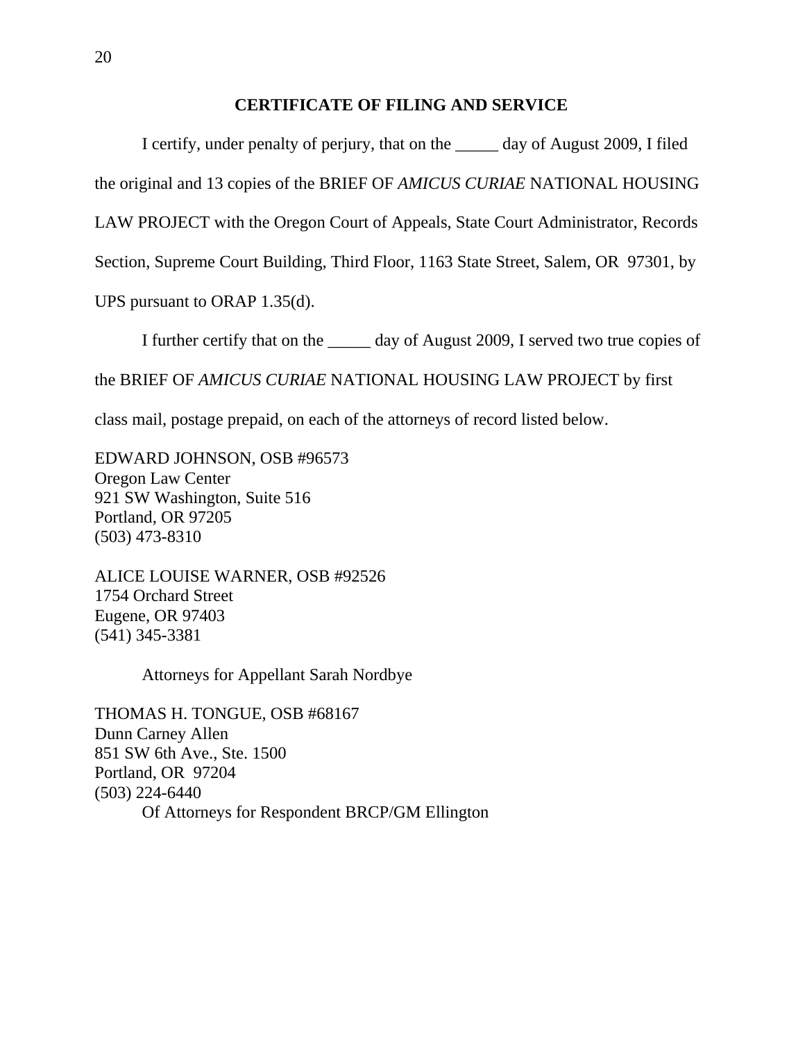**CERTIFICATE OF FILING AND SERVICE**

I certify, under penalty of perjury, that on the _____ day of August 2009, I filed the original and 13 copies of the BRIEF OF *AMICUS CURIAE* NATIONAL HOUSING LAW PROJECT with the Oregon Court of Appeals, State Court Administrator, Records Section, Supreme Court Building, Third Floor, 1163 State Street, Salem, OR 97301, by UPS pursuant to ORAP 1.35(d).

I further certify that on the _____ day of August 2009, I served two true copies of the BRIEF OF *AMICUS CURIAE* NATIONAL HOUSING LAW PROJECT by first class mail, postage prepaid, on each of the attorneys of record listed below.

EDWARD JOHNSON, OSB #96573
Oregon Law Center
921 SW Washington, Suite 516
Portland, OR 97205
(503) 473-8310

ALICE LOUISE WARNER, OSB #92526
1754 Orchard Street
Eugene, OR 97403
(541) 345-3381

Attorneys for Appellant Sarah Nordbye

THOMAS H. TONGUE, OSB #68167
Dunn Carney Allen
851 SW 6th Ave., Ste. 1500
Portland, OR 97204
(503) 224-6440
Of Attorneys for Respondent BRCP/GM Ellington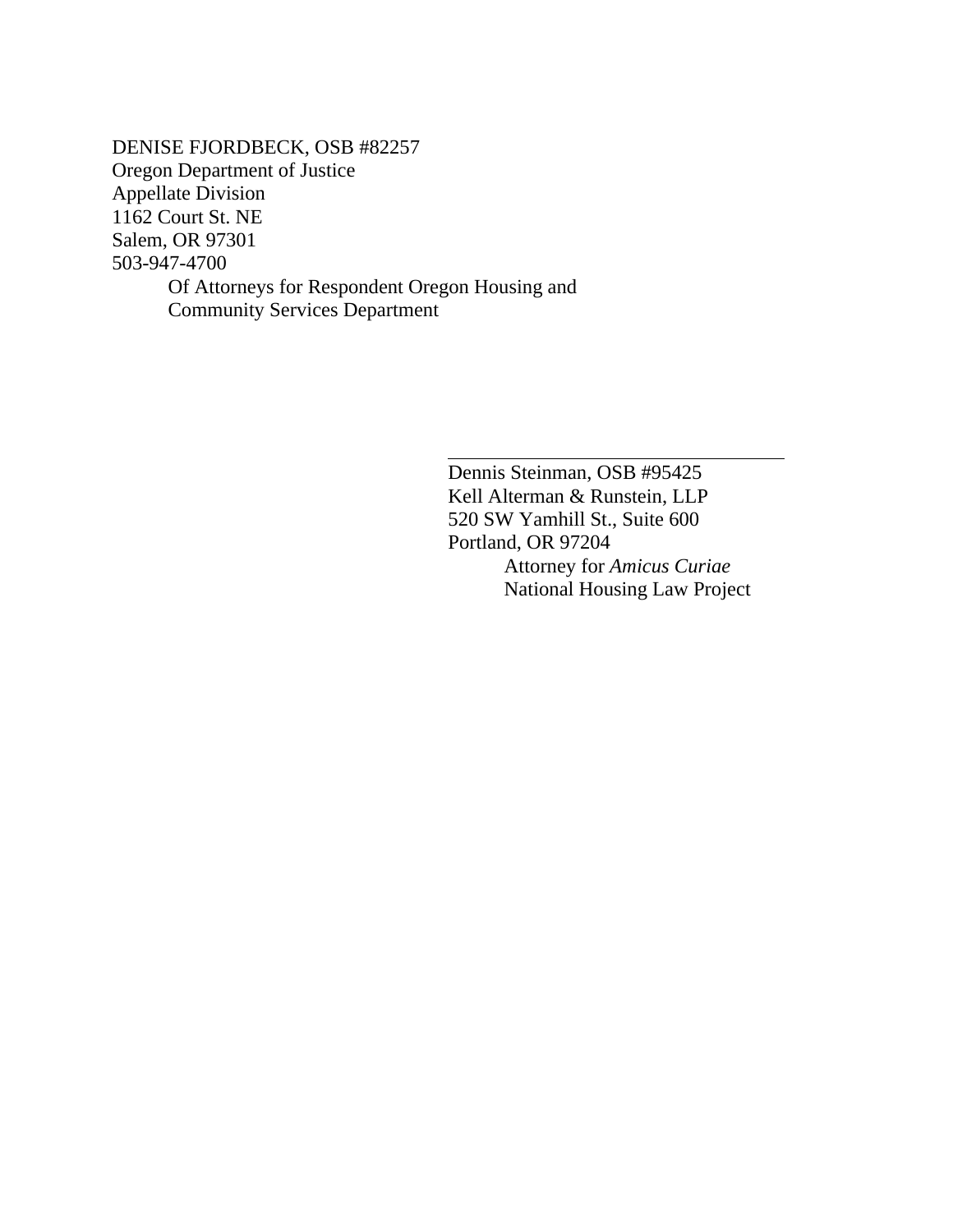DENISE FJORDBECK, OSB #82257
Oregon Department of Justice
Appellate Division
1162 Court St. NE
Salem, OR 97301
503-947-4700

Of Attorneys for Respondent Oregon Housing and Community Services Department

---

Dennis Steinman, OSB #95425
Kell Alterman & Runstein, LLP
520 SW Yamhill St., Suite 600
Portland, OR 97204

Attorney for *Amicus Curiae*
National Housing Law Project